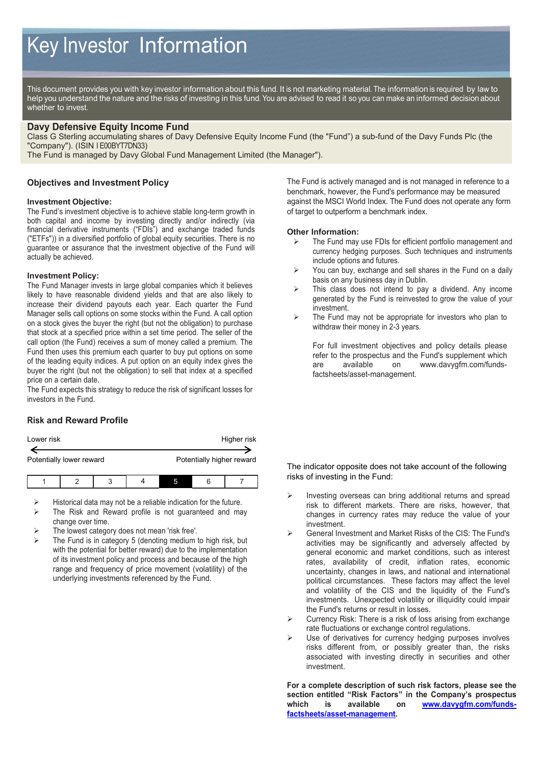# Key Investor Information

This document provides you with key investor information about this fund. It is not marketing material. The information is required by law to help you understand the nature and the risks of investing in this fund. You are advised to read it so you can make an informed decision about whether to invest.

## Davy Defensive Equity Income Fund

Class G Sterling accumulating shares of Davy Defensive Equity Income Fund (the "Fund") a sub-fund of the Davy Funds Plc (the "Company"). (ISIN I E00BYT7DN33)

The Fund is managed by Davy Global Fund Management Limited (the Manager").

## Objectives and Investment Policy

**Investment Objective:**

The Fund's investment objective is to achieve stable long-term growth in both capital and income by investing directly and/or indirectly (via financial derivative instruments ("FDIs") and exchange traded funds ("ETFs")) in a diversified portfolio of global equity securities. There is no guarantee or assurance that the investment objective of the Fund will actually be achieved.

**Investment Policy:**

The Fund Manager invests in large global companies which it believes likely to have reasonable dividend yields and that are also likely to increase their dividend payouts each year. Each quarter the Fund Manager sells call options on some stocks within the Fund. A call option on a stock gives the buyer the right (but not the obligation) to purchase that stock at a specified price within a set time period. The seller of the call option (the Fund) receives a sum of money called a premium. The Fund then uses this premium each quarter to buy put options on some of the leading equity indices. A put option on an equity index gives the buyer the right (but not the obligation) to sell that index at a specified price on a certain date.

The Fund expects this strategy to reduce the risk of significant losses for investors in the Fund.

The Fund is actively managed and is not managed in reference to a benchmark, however, the Fund's performance may be measured against the MSCI World Index. The Fund does not operate any form of target to outperform a benchmark index.

**Other Information:**

- The Fund may use FDIs for efficient portfolio management and currency hedging purposes. Such techniques and instruments include options and futures.
- You can buy, exchange and sell shares in the Fund on a daily basis on any business day in Dublin.
- This class does not intend to pay a dividend. Any income generated by the Fund is reinvested to grow the value of your investment.
- The Fund may not be appropriate for investors who plan to withdraw their money in 2-3 years.

  For full investment objectives and policy details please refer to the prospectus and the Fund's supplement which are available on www.davygfm.com/funds-factsheets/asset-management.

## Risk and Reward Profile

Lower risk — Higher risk

Potentially lower reward — Potentially higher reward

| 1 | 2 | 3 | 4 | **5** | 6 | 7 |
|---|---|---|---|---|---|---|

- Historical data may not be a reliable indication for the future.
- The Risk and Reward profile is not guaranteed and may change over time.
- The lowest category does not mean 'risk free'.
- The Fund is in category 5 (denoting medium to high risk, but with the potential for better reward) due to the implementation of its investment policy and process and because of the high range and frequency of price movement (volatility) of the underlying investments referenced by the Fund.

The indicator opposite does not take account of the following risks of investing in the Fund:

- Investing overseas can bring additional returns and spread risk to different markets. There are risks, however, that changes in currency rates may reduce the value of your investment.
- General Investment and Market Risks of the CIS: The Fund's activities may be significantly and adversely affected by general economic and market conditions, such as interest rates, availability of credit, inflation rates, economic uncertainty, changes in laws, and national and international political circumstances. These factors may affect the level and volatility of the CIS and the liquidity of the Fund's investments. Unexpected volatility or illiquidity could impair the Fund's returns or result in losses.
- Currency Risk: There is a risk of loss arising from exchange rate fluctuations or exchange control regulations.
- Use of derivatives for currency hedging purposes involves risks different from, or possibly greater than, the risks associated with investing directly in securities and other investment.

**For a complete description of such risk factors, please see the section entitled "Risk Factors" in the Company's prospectus which is available on www.davygfm.com/funds-factsheets/asset-management.**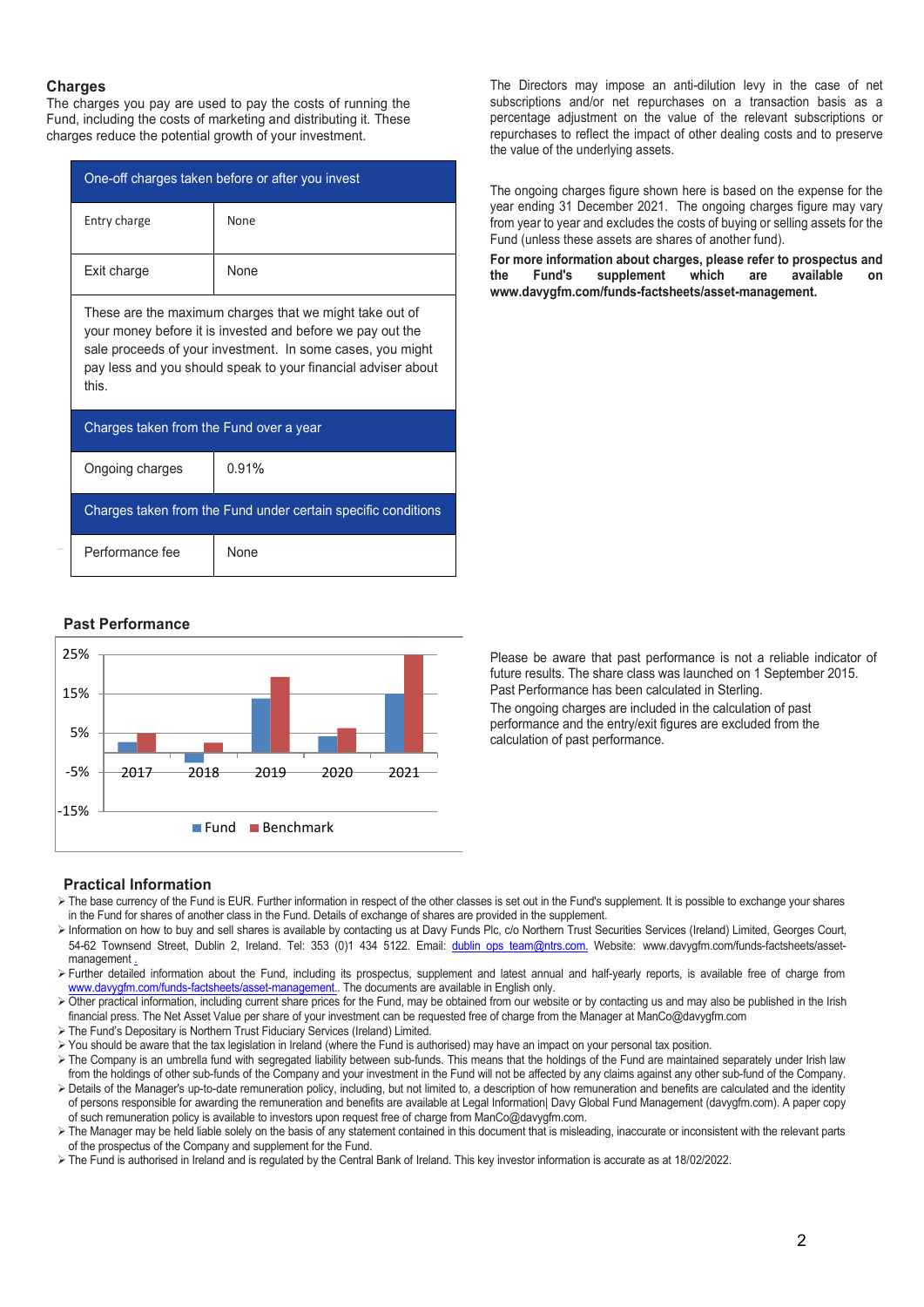## Charges

The charges you pay are used to pay the costs of running the Fund, including the costs of marketing and distributing it. These charges reduce the potential growth of your investment.

| One-off charges taken before or after you invest | |
|---|---|
| Entry charge | None |
| Exit charge | None |
| These are the maximum charges that we might take out of your money before it is invested and before we pay out the sale proceeds of your investment. In some cases, you might pay less and you should speak to your financial adviser about this. | |
| **Charges taken from the Fund over a year** | |
| Ongoing charges | 0.91% |
| **Charges taken from the Fund under certain specific conditions** | |
| Performance fee | None |

The Directors may impose an anti-dilution levy in the case of net subscriptions and/or net repurchases on a transaction basis as a percentage adjustment on the value of the relevant subscriptions or repurchases to reflect the impact of other dealing costs and to preserve the value of the underlying assets.

The ongoing charges figure shown here is based on the expense for the year ending 31 December 2021. The ongoing charges figure may vary from year to year and excludes the costs of buying or selling assets for the Fund (unless these assets are shares of another fund).

**For more information about charges, please refer to prospectus and the Fund's supplement which are available on www.davygfm.com/funds-factsheets/asset-management.**

## Past Performance

25%
15%
5%
-5%
-15%
2017
2018
2019
2020
2021
Fund
Benchmark

Please be aware that past performance is not a reliable indicator of future results. The share class was launched on 1 September 2015. Past Performance has been calculated in Sterling.
The ongoing charges are included in the calculation of past performance and the entry/exit figures are excluded from the calculation of past performance.

## Practical Information

- The base currency of the Fund is EUR. Further information in respect of the other classes is set out in the Fund's supplement. It is possible to exchange your shares in the Fund for shares of another class in the Fund. Details of exchange of shares are provided in the supplement.
- Information on how to buy and sell shares is available by contacting us at Davy Funds Plc, c/o Northern Trust Securities Services (Ireland) Limited, Georges Court, 54-62 Townsend Street, Dublin 2, Ireland. Tel: 353 (0)1 434 5122. Email: dublin_ops_team@ntrs.com. Website: www.davygfm.com/funds-factsheets/asset-management .
- Further detailed information about the Fund, including its prospectus, supplement and latest annual and half-yearly reports, is available free of charge from www.davygfm.com/funds-factsheets/asset-management.. The documents are available in English only.
- Other practical information, including current share prices for the Fund, may be obtained from our website or by contacting us and may also be published in the Irish financial press. The Net Asset Value per share of your investment can be requested free of charge from the Manager at ManCo@davygfm.com
- The Fund's Depositary is Northern Trust Fiduciary Services (Ireland) Limited.
- You should be aware that the tax legislation in Ireland (where the Fund is authorised) may have an impact on your personal tax position.
- The Company is an umbrella fund with segregated liability between sub-funds. This means that the holdings of the Fund are maintained separately under Irish law from the holdings of other sub-funds of the Company and your investment in the Fund will not be affected by any claims against any other sub-fund of the Company.
- Details of the Manager's up-to-date remuneration policy, including, but not limited to, a description of how remuneration and benefits are calculated and the identity of persons responsible for awarding the remuneration and benefits are available at Legal Information| Davy Global Fund Management (davygfm.com). A paper copy of such remuneration policy is available to investors upon request free of charge from ManCo@davygfm.com.
- The Manager may be held liable solely on the basis of any statement contained in this document that is misleading, inaccurate or inconsistent with the relevant parts of the prospectus of the Company and supplement for the Fund.
- The Fund is authorised in Ireland and is regulated by the Central Bank of Ireland. This key investor information is accurate as at 18/02/2022.